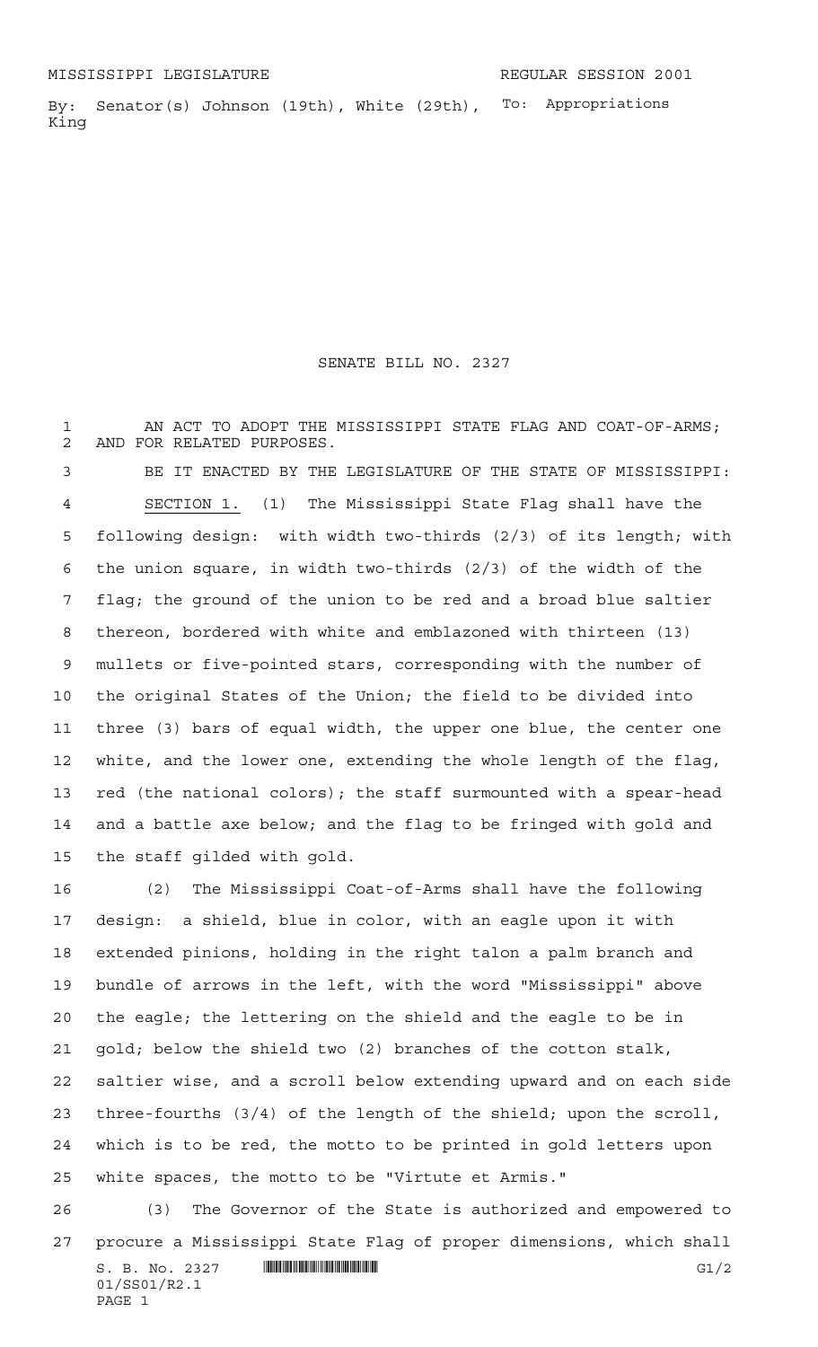MISSISSIPPI LEGISLATURE REGULAR SESSION 2001

By: Senator(s) Johnson (19th), White (29th), King

To: Appropriations

# SENATE BILL NO. 2327

AN ACT TO ADOPT THE MISSISSIPPI STATE FLAG AND COAT-OF-ARMS; AND FOR RELATED PURPOSES.

BE IT ENACTED BY THE LEGISLATURE OF THE STATE OF MISSISSIPPI:

SECTION 1. (1) The Mississippi State Flag shall have the following design: with width two-thirds (2/3) of its length; with the union square, in width two-thirds (2/3) of the width of the flag; the ground of the union to be red and a broad blue saltier thereon, bordered with white and emblazoned with thirteen (13) mullets or five-pointed stars, corresponding with the number of the original States of the Union; the field to be divided into three (3) bars of equal width, the upper one blue, the center one white, and the lower one, extending the whole length of the flag, red (the national colors); the staff surmounted with a spear-head and a battle axe below; and the flag to be fringed with gold and the staff gilded with gold.

(2) The Mississippi Coat-of-Arms shall have the following design: a shield, blue in color, with an eagle upon it with extended pinions, holding in the right talon a palm branch and bundle of arrows in the left, with the word "Mississippi" above the eagle; the lettering on the shield and the eagle to be in gold; below the shield two (2) branches of the cotton stalk, saltier wise, and a scroll below extending upward and on each side three-fourths (3/4) of the length of the shield; upon the scroll, which is to be red, the motto to be printed in gold letters upon white spaces, the motto to be "Virtute et Armis."

(3) The Governor of the State is authorized and empowered to procure a Mississippi State Flag of proper dimensions, which shall

S. B. No. 2327 G1/2
01/SS01/R2.1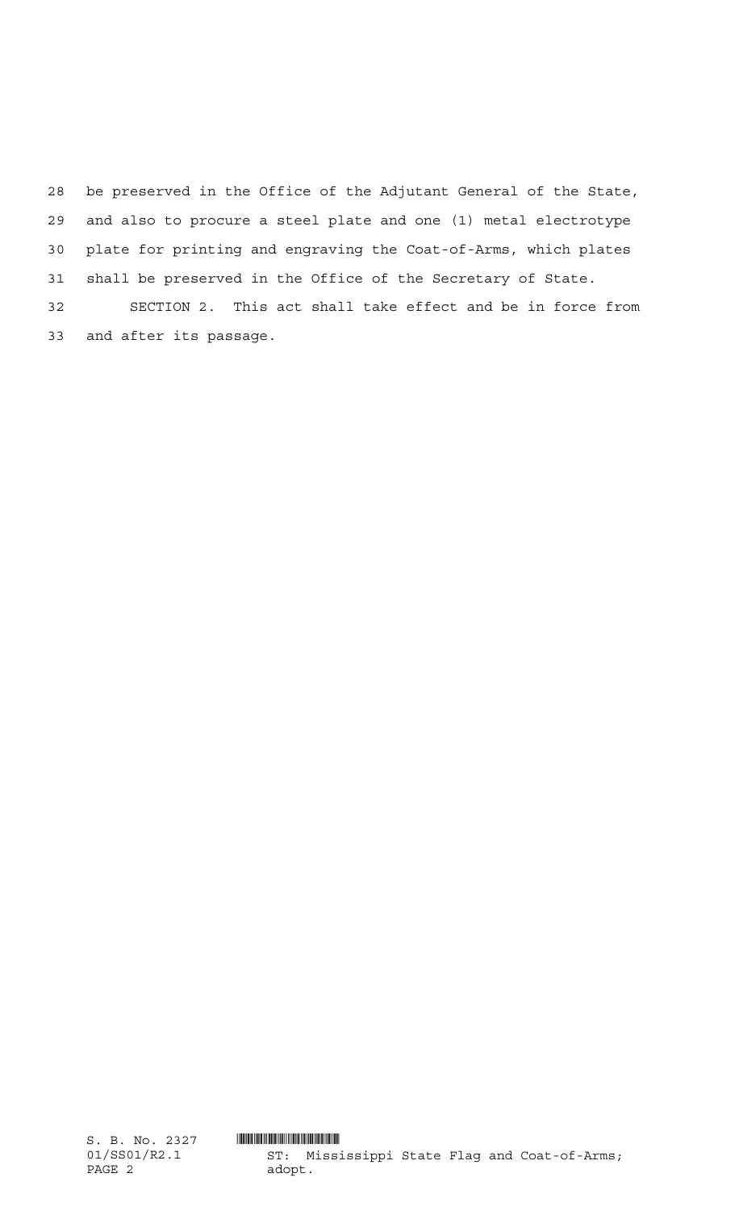be preserved in the Office of the Adjutant General of the State, and also to procure a steel plate and one (1) metal electrotype plate for printing and engraving the Coat-of-Arms, which plates shall be preserved in the Office of the Secretary of State.

SECTION 2. This act shall take effect and be in force from and after its passage.